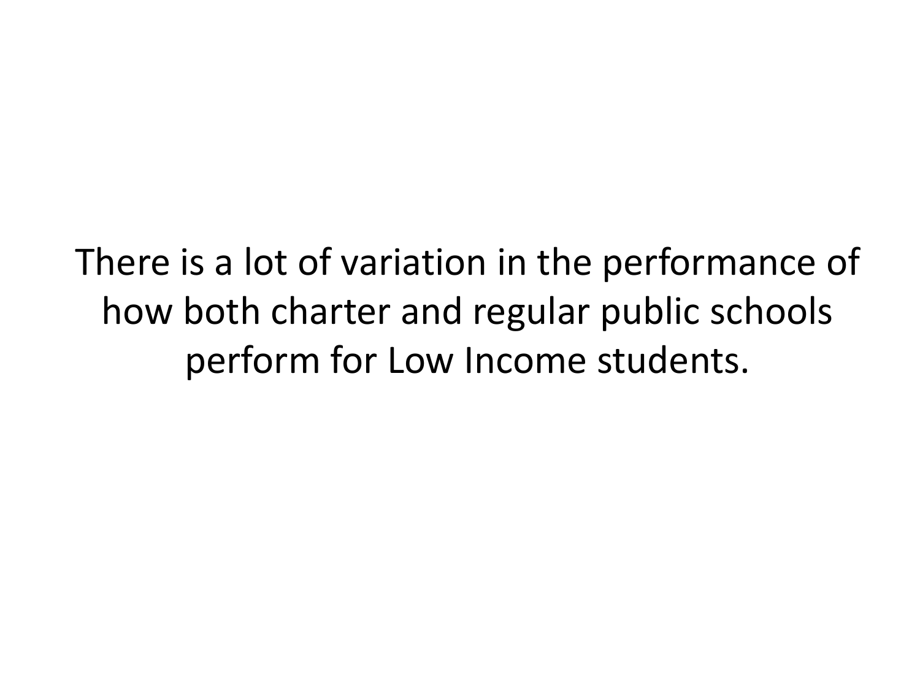There is a lot of variation in the performance of how both charter and regular public schools perform for Low Income students.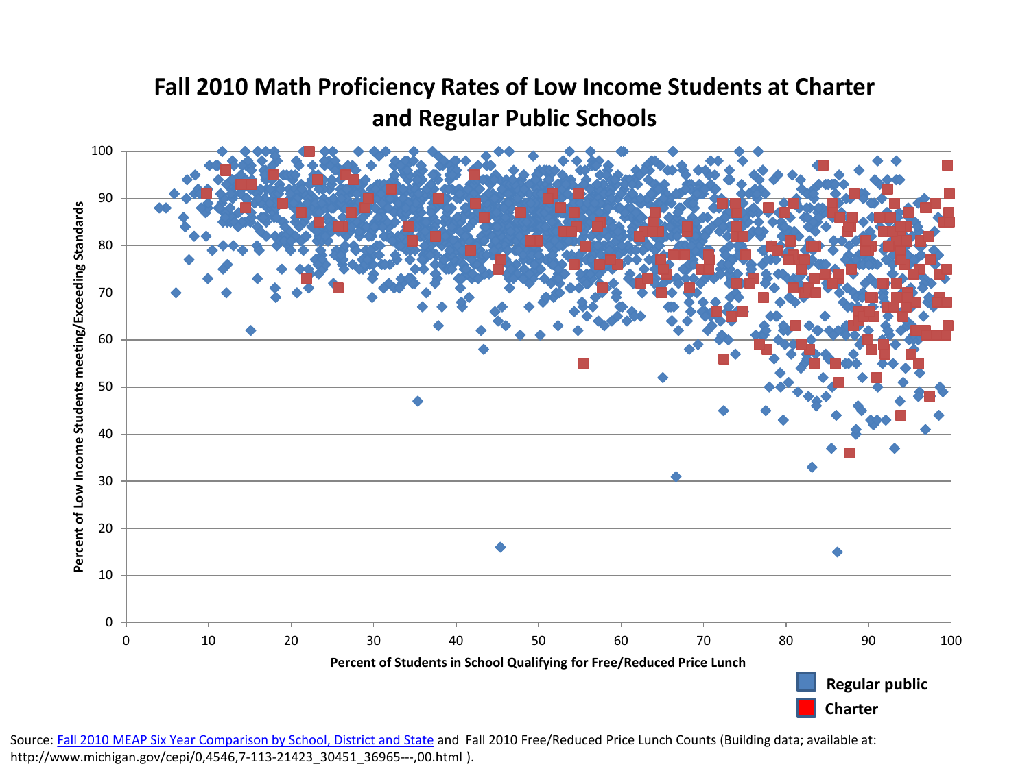## Fall 2010 Math Proficiency Rates of Low Income Students at Charter and Regular Public Schools

Percent of Low Income Students meeting/Exceeding Standards

Percent of Students in School Qualifying for Free/Reduced Price Lunch

Regular public

Charter

Source: [Fall 2010 MEAP Six Year Comparison by School, District and State] and Fall 2010 Free/Reduced Price Lunch Counts (Building data; available at: http://www.michigan.gov/cepi/0,4546,7-113-21423_30451_36965---,00.html ).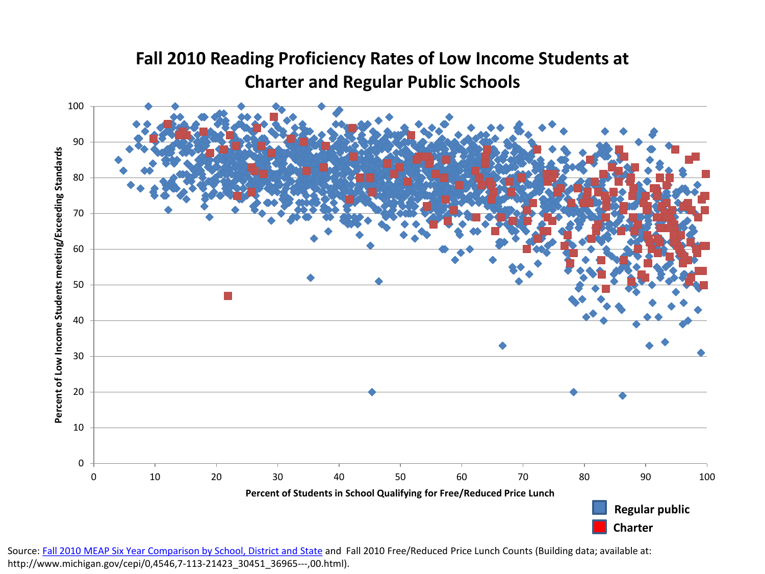# Fall 2010 Reading Proficiency Rates of Low Income Students at Charter and Regular Public Schools

Percent of Low Income Students meeting/Exceeding Standards

Percent of Students in School Qualifying for Free/Reduced Price Lunch

Regular public

Charter

Source: Fall 2010 MEAP Six Year Comparison by School, District and State and Fall 2010 Free/Reduced Price Lunch Counts (Building data; available at: http://www.michigan.gov/cepi/0,4546,7-113-21423_30451_36965---,00.html).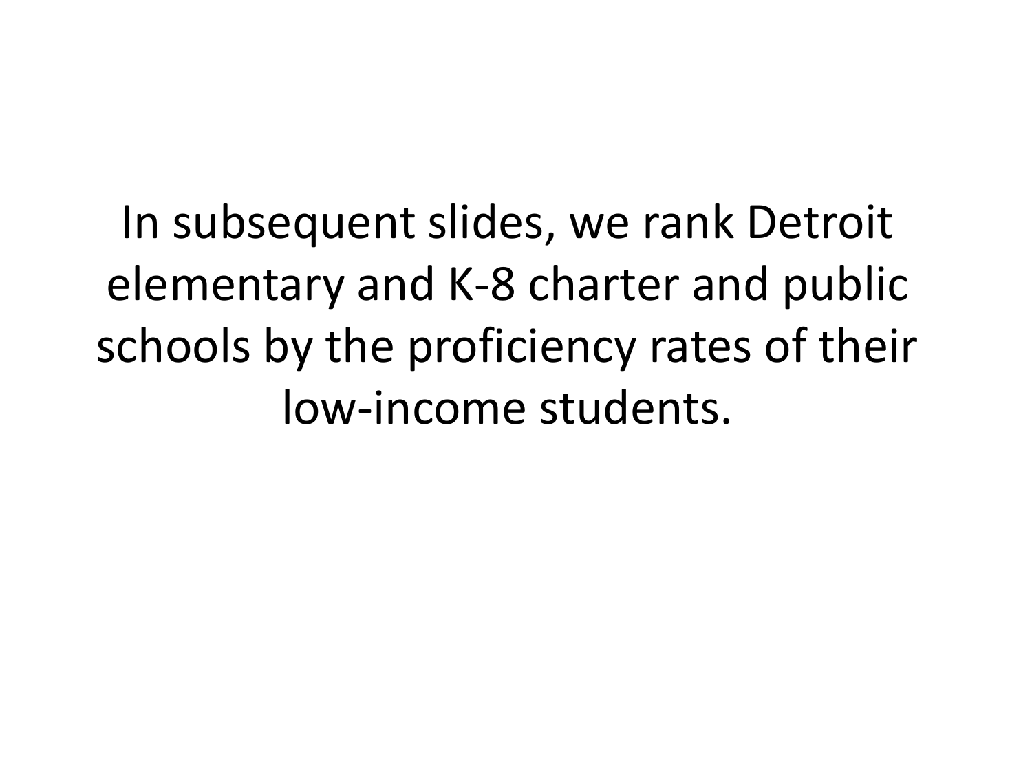In subsequent slides, we rank Detroit elementary and K-8 charter and public schools by the proficiency rates of their low-income students.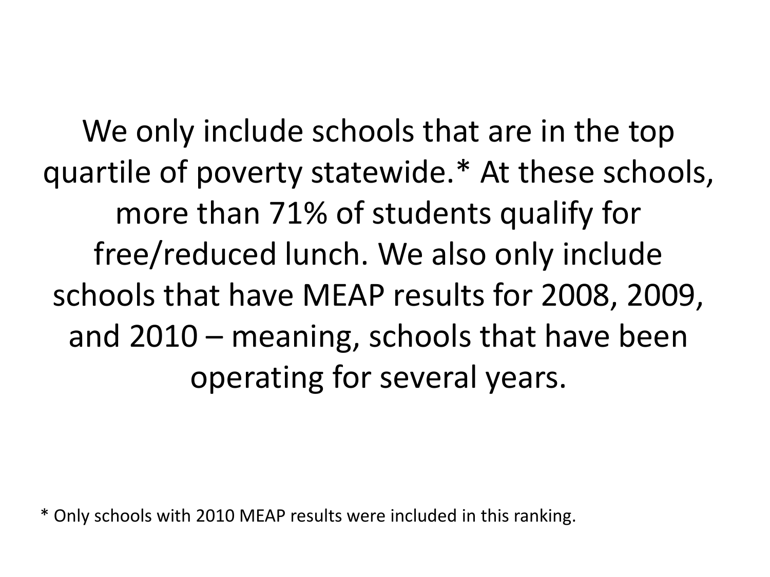We only include schools that are in the top quartile of poverty statewide.* At these schools, more than 71% of students qualify for free/reduced lunch. We also only include schools that have MEAP results for 2008, 2009, and 2010 – meaning, schools that have been operating for several years.

* Only schools with 2010 MEAP results were included in this ranking.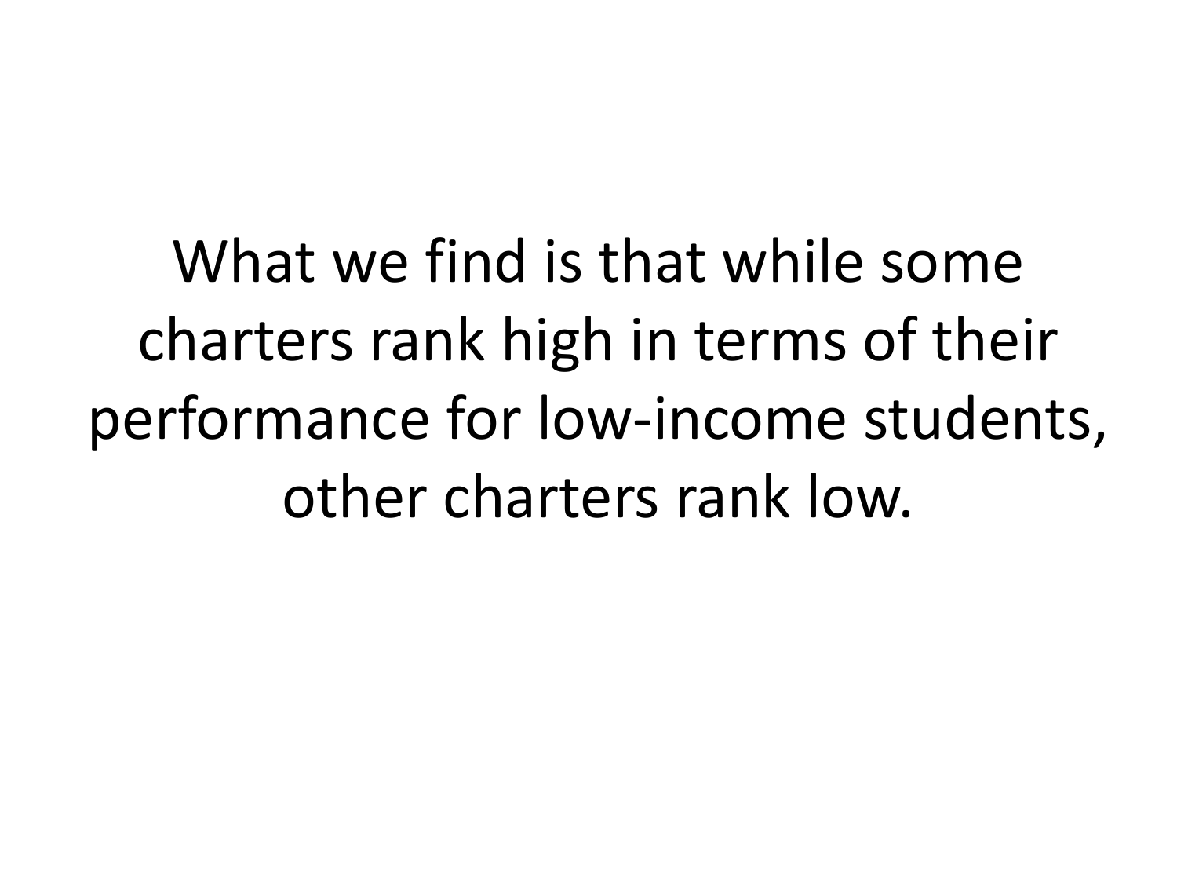What we find is that while some charters rank high in terms of their performance for low-income students, other charters rank low.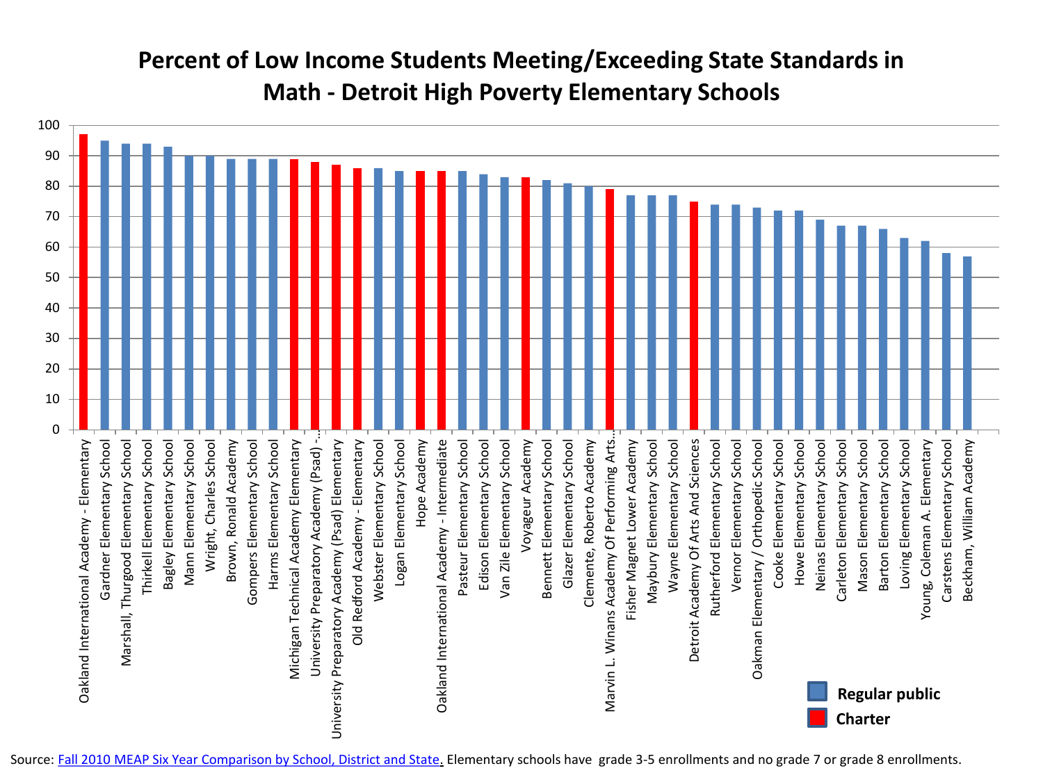# Percent of Low Income Students Meeting/Exceeding State Standards in Math - Detroit High Poverty Elementary Schools

| School | Type | Percent |
|---|---|---|
| Oakland International Academy - Elementary | Charter | 97 |
| Gardner Elementary School | Regular public | 95 |
| Marshall, Thurgood Elementary School | Regular public | 94 |
| Thirkell Elementary School | Regular public | 94 |
| Bagley Elementary School | Regular public | 93 |
| Mann Elementary School | Regular public | 90 |
| Wright, Charles School | Regular public | 90 |
| Brown, Ronald Academy | Regular public | 89 |
| Gompers Elementary School | Regular public | 89 |
| Harms Elementary School | Regular public | 89 |
| Michigan Technical Academy Elementary | Charter | 89 |
| University Preparatory Academy (Psad) -... | Charter | 88 |
| University Preparatory Academy (Psad) Elementary | Charter | 87 |
| Old Redford Academy - Elementary | Charter | 86 |
| Webster Elementary School | Regular public | 86 |
| Logan Elementary School | Regular public | 85 |
| Hope Academy | Charter | 85 |
| Oakland International Academy - Intermediate | Charter | 85 |
| Pasteur Elementary School | Regular public | 85 |
| Edison Elementary School | Regular public | 84 |
| Van Zile Elementary School | Regular public | 83 |
| Voyageur Academy | Charter | 83 |
| Bennett Elementary School | Regular public | 82 |
| Glazer Elementary School | Regular public | 81 |
| Clemente, Roberto Academy | Regular public | 80 |
| Marvin L. Winans Academy Of Performing Arts... | Charter | 79 |
| Fisher Magnet Lower Academy | Regular public | 77 |
| Maybury Elementary School | Regular public | 77 |
| Wayne Elementary School | Regular public | 77 |
| Detroit Academy Of Arts And Sciences | Charter | 75 |
| Rutherford Elementary School | Regular public | 74 |
| Vernor Elementary School | Regular public | 74 |
| Oakman Elementary / Orthopedic School | Regular public | 73 |
| Cooke Elementary School | Regular public | 72 |
| Howe Elementary School | Regular public | 72 |
| Neinas Elementary School | Regular public | 69 |
| Carleton Elementary School | Regular public | 67 |
| Mason Elementary School | Regular public | 67 |
| Barton Elementary School | Regular public | 66 |
| Loving Elementary School | Regular public | 63 |
| Young, Coleman A. Elementary | Regular public | 62 |
| Carstens Elementary School | Regular public | 58 |
| Beckham, William Academy | Regular public | 57 |

Source: Fall 2010 MEAP Six Year Comparison by School, District and State. Elementary schools have grade 3-5 enrollments and no grade 7 or grade 8 enrollments.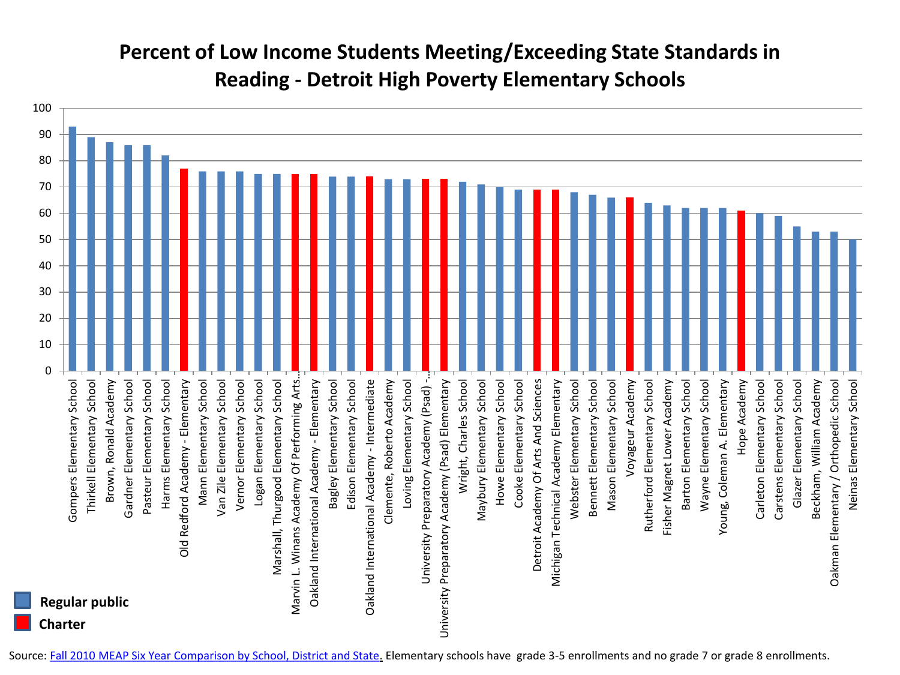# Percent of Low Income Students Meeting/Exceeding State Standards in Reading - Detroit High Poverty Elementary Schools

| School | Type | Percent |
|---|---|---|
| Gompers Elementary School | Regular public | 93 |
| Thirkell Elementary School | Regular public | 89 |
| Brown, Ronald Academy | Regular public | 87 |
| Gardner Elementary School | Regular public | 86 |
| Pasteur Elementary School | Regular public | 86 |
| Harms Elementary School | Regular public | 82 |
| Old Redford Academy - Elementary | Charter | 77 |
| Mann Elementary School | Regular public | 76 |
| Van Zile Elementary School | Regular public | 76 |
| Vernor Elementary School | Regular public | 76 |
| Logan Elementary School | Regular public | 75 |
| Marshall, Thurgood Elementary School | Regular public | 75 |
| Marvin L. Winans Academy Of Performing Arts... | Charter | 75 |
| Oakland International Academy - Elementary | Charter | 75 |
| Bagley Elementary School | Regular public | 74 |
| Edison Elementary School | Regular public | 74 |
| Oakland International Academy - Intermediate | Charter | 74 |
| Clemente, Roberto Academy | Regular public | 73 |
| Loving Elementary School | Regular public | 73 |
| University Preparatory Academy (Psad) -... | Charter | 73 |
| University Preparatory Academy (Psad) Elementary | Charter | 73 |
| Wright, Charles School | Regular public | 72 |
| Maybury Elementary School | Regular public | 71 |
| Howe Elementary School | Regular public | 70 |
| Cooke Elementary School | Regular public | 69 |
| Detroit Academy Of Arts And Sciences | Charter | 69 |
| Michigan Technical Academy Elementary | Charter | 69 |
| Webster Elementary School | Regular public | 68 |
| Bennett Elementary School | Regular public | 67 |
| Mason Elementary School | Regular public | 66 |
| Voyageur Academy | Charter | 66 |
| Rutherford Elementary School | Regular public | 64 |
| Fisher Magnet Lower Academy | Regular public | 63 |
| Barton Elementary School | Regular public | 62 |
| Wayne Elementary School | Regular public | 62 |
| Young, Coleman A. Elementary | Regular public | 62 |
| Hope Academy | Charter | 61 |
| Carleton Elementary School | Regular public | 60 |
| Carstens Elementary School | Regular public | 59 |
| Glazer Elementary School | Regular public | 55 |
| Beckham, William Academy | Regular public | 53 |
| Oakman Elementary / Orthopedic School | Regular public | 53 |
| Neinas Elementary School | Regular public | 50 |

**Regular public**
**Charter**

Source: [Fall 2010 MEAP Six Year Comparison by School, District and State](). Elementary schools have grade 3-5 enrollments and no grade 7 or grade 8 enrollments.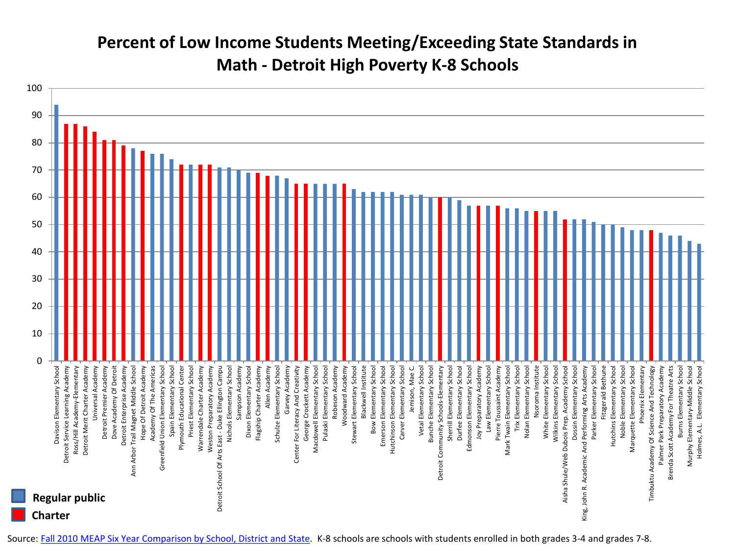# Percent of Low Income Students Meeting/Exceeding State Standards in Math - Detroit High Poverty K-8 Schools

| School | Type | Percent |
|---|---|---|
| Davison Elementary School | Regular public | 94 |
| Detroit Service Learning Academy | Charter | 87 |
| Ross/Hill Academy-Elementary | Charter | 87 |
| Detroit Merit Charter Academy | Charter | 86 |
| Universal Academy | Charter | 84 |
| Detroit Premier Academy | Charter | 81 |
| Dove Academy Of Detroit | Charter | 81 |
| Detroit Enterprise Academy | Charter | 79 |
| Ann Arbor Trail Magnet Middle School | Regular public | 78 |
| Hope Of Detroit Academy | Charter | 77 |
| Academy Of The Americas | Regular public | 76 |
| Greenfield Union Elementary School | Regular public | 76 |
| Spain Elementary School | Regular public | 74 |
| Plymouth Educational Center | Charter | 72 |
| Priest Elementary School | Regular public | 72 |
| Warrendale Charter Academy | Charter | 72 |
| Weston Preparatory Academy | Charter | 72 |
| Detroit School Of Arts East - Duke Ellington Campu | Regular public | 71 |
| Nichols Elementary School | Regular public | 71 |
| Sampson Academy | Regular public | 70 |
| Dixon Elementary School | Regular public | 69 |
| Flagship Charter Academy | Charter | 69 |
| Allen Academy | Charter | 68 |
| Schulze Elementary School | Regular public | 68 |
| Garvey Academy | Regular public | 67 |
| Center For Literacy And Creativity | Charter | 65 |
| George Crockett Academy | Charter | 65 |
| Macdowell Elementary School | Regular public | 65 |
| Pulaski Elementary School | Regular public | 65 |
| Robeson Academy | Regular public | 65 |
| Woodward Academy | Charter | 65 |
| Stewart Elementary School | Regular public | 63 |
| Blackwell Institute | Regular public | 62 |
| Bow Elementary School | Regular public | 62 |
| Emerson Elementary School | Regular public | 62 |
| Hutchinson Elementary School | Regular public | 62 |
| Carver Elementary School | Regular public | 61 |
| Jemison, Mae C. | Regular public | 61 |
| Vetal Elementary School | Regular public | 61 |
| Bunche Elementary School | Regular public | 60 |
| Detroit Community Schools-Elementary | Charter | 60 |
| Sherrill Elementary School | Regular public | 60 |
| Durfee Elementary School | Regular public | 59 |
| Edmonson Elementary School | Regular public | 57 |
| Joy Preparatory Academy | Charter | 57 |
| Law Elementary School | Regular public | 57 |
| Pierre Toussaint Academy | Charter | 57 |
| Mark Twain Elementary School | Regular public | 56 |
| Trix Elementary School | Regular public | 56 |
| Nolan Elementary School | Regular public | 55 |
| Nsoroma Institute | Charter | 55 |
| White Elementary School | Regular public | 55 |
| Wilkins Elementary School | Regular public | 55 |
| Aisha Shule/Web Dubois Prep. Academy School | Charter | 52 |
| Dossin Elementary School | Regular public | 52 |
| King, John R. Academic And Performing Arts Academy | Regular public | 52 |
| Parker Elementary School | Regular public | 51 |
| Fitzgerald Bethune | Regular public | 50 |
| Hutchins Elementary School | Regular public | 50 |
| Noble Elementary School | Regular public | 49 |
| Marquette Elementary School | Regular public | 48 |
| Phoenix Elementary | Regular public | 48 |
| Timbuktu Academy Of Science And Technology | Charter | 48 |
| Palmer Park Preparatory Academy | Regular public | 47 |
| Brenda Scott Academy For Theatre Arts | Regular public | 46 |
| Burns Elementary School | Regular public | 46 |
| Murphy Elementary-Middle School | Regular public | 44 |
| Holmes, A.L. Elementary School | Regular public | 43 |

Regular public

Charter

Source: Fall 2010 MEAP Six Year Comparison by School, District and State. K-8 schools are schools with students enrolled in both grades 3-4 and grades 7-8.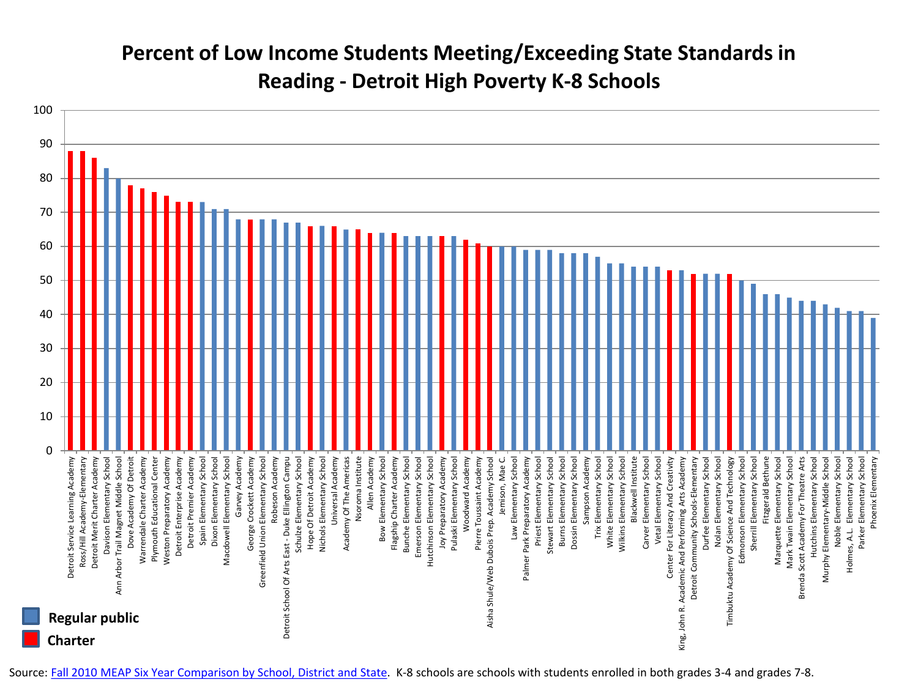# Percent of Low Income Students Meeting/Exceeding State Standards in Reading - Detroit High Poverty K-8 Schools

100
90
80
70
60
50
40
30
20
10
0

Detroit Service Learning Academy
Ross/Hill Academy-Elementary
Detroit Merit Charter Academy
Davison Elementary School
Ann Arbor Trail Magnet Middle School
Dove Academy Of Detroit
Warrendale Charter Academy
Plymouth Educational Center
Weston Preparatory Academy
Detroit Enterprise Academy
Detroit Premier Academy
Spain Elementary School
Dixon Elementary School
Macdowell Elementary School
Garvey Academy
George Crockett Academy
Greenfield Union Elementary School
Robeson Academy
Detroit School Of Arts East - Duke Ellington Campu
Schulze Elementary School
Hope Of Detroit Academy
Nichols Elementary School
Universal Academy
Academy Of The Americas
Nsoroma Institute
Allen Academy
Bow Elementary School
Flagship Charter Academy
Bunche Elementary School
Emerson Elementary School
Hutchinson Elementary School
Joy Preparatory Academy
Pulaski Elementary School
Woodward Academy
Pierre Toussaint Academy
Aisha Shule/Web Dubois Prep. Academy School
Jemison, Mae C.
Law Elementary School
Palmer Park Preparatory Academy
Priest Elementary School
Stewart Elementary School
Burns Elementary School
Dossin Elementary School
Sampson Academy
Trix Elementary School
White Elementary School
Wilkins Elementary School
Blackwell Institute
Carver Elementary School
Vetal Elementary School
Center For Literacy And Creativity
King, John R. Academic And Performing Arts Academy
Detroit Community Schools-Elementary
Durfee Elementary School
Nolan Elementary School
Timbuktu Academy Of Science And Technology
Edmonson Elementary School
Sherrill Elementary School
Fitzgerald Bethune
Marquette Elementary School
Mark Twain Elementary School
Brenda Scott Academy For Theatre Arts
Hutchins Elementary School
Murphy Elementary-Middle School
Noble Elementary School
Holmes, A.L. Elementary School
Parker Elementary School
Phoenix Elementary

Regular public
Charter

Source: Fall 2010 MEAP Six Year Comparison by School, District and State. K-8 schools are schools with students enrolled in both grades 3-4 and grades 7-8.